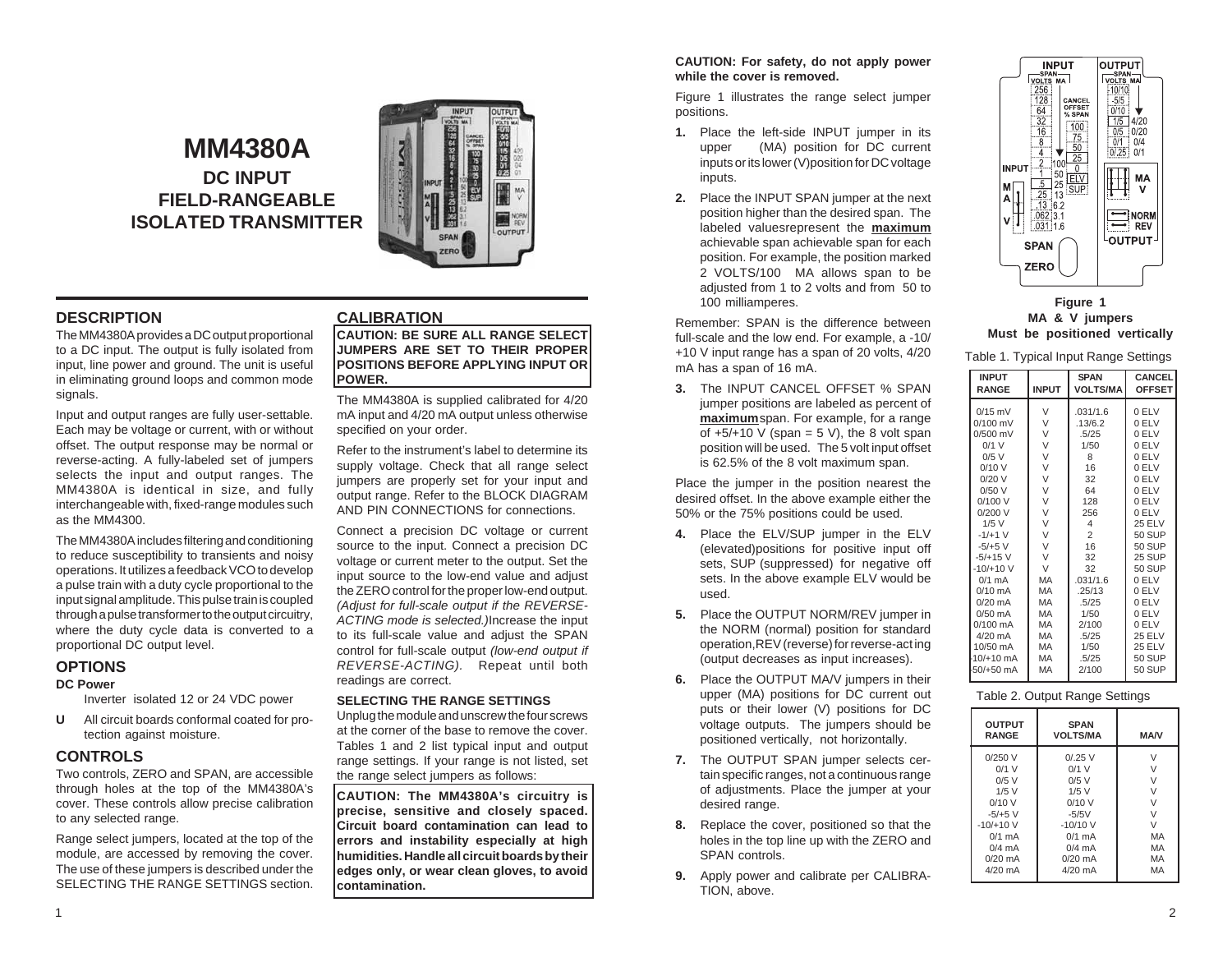# MM4380A

## DC INPUT FIELD-RANGEABLE ISOLATED TRANSMITTER

## DESCRIPTION

The MM4380A provides a DC output proportional to a DC input. The output is fully isolated from input, line power and ground. The unit is useful in eliminating ground loops and common mode signals.

Input and output ranges are fully user-settable. Each may be voltage or current, with or without offset. The output response may be normal or reverse-acting. A fully-labeled set of jumpers selects the input and output ranges. The MM4380A is identical in size, and fully interchangeable with, fixed-range modules such as the MM4300.

The MM4380A includes filtering and conditioning to reduce susceptibility to transients and noisy operations. It utilizes a feedback VCO to develop a pulse train with a duty cycle proportional to the input signal amplitude. This pulse train is coupled through a pulse transformer to the output circuitry, where the duty cycle data is converted to a proportional DC output level.

## OPTIONS

**DC Power**

Inverter isolated 12 or 24 VDC power

**U** All circuit boards conformal coated for protection against moisture.

## CONTROLS

Two controls, ZERO and SPAN, are accessible through holes at the top of the MM4380A's cover. These controls allow precise calibration to any selected range.

Range select jumpers, located at the top of the module, are accessed by removing the cover. The use of these jumpers is described under the SELECTING THE RANGE SETTINGS section.

## CALIBRATION

**CAUTION: BE SURE ALL RANGE SELECT JUMPERS ARE SET TO THEIR PROPER POSITIONS BEFORE APPLYING INPUT OR POWER.**

The MM4380A is supplied calibrated for 4/20 mA input and 4/20 mA output unless otherwise specified on your order.

Refer to the instrument's label to determine its supply voltage. Check that all range select jumpers are properly set for your input and output range. Refer to the BLOCK DIAGRAM AND PIN CONNECTIONS for connections.

Connect a precision DC voltage or current source to the input. Connect a precision DC voltage or current meter to the output. Set the input source to the low-end value and adjust the ZERO control for the proper low-end output. *(Adjust for full-scale output if the REVERSE-ACTING mode is selected.)* Increase the input to its full-scale value and adjust the SPAN control for full-scale output *(low-end output if REVERSE-ACTING)*. Repeat until both readings are correct.

### SELECTING THE RANGE SETTINGS

Unplug the module and unscrew the four screws at the corner of the base to remove the cover. Tables 1 and 2 list typical input and output range settings. If your range is not listed, set the range select jumpers as follows:

**CAUTION: The MM4380A's circuitry is precise, sensitive and closely spaced. Circuit board contamination can lead to errors and instability especially at high humidities. Handle all circuit boards by their edges only, or wear clean gloves, to avoid contamination.**

**CAUTION: For safety, do not apply power while the cover is removed.**

Figure 1 illustrates the range select jumper positions.

1. Place the left-side INPUT jumper in its upper (MA) position for DC current inputs or its lower (V) position for DC voltage inputs.
2. Place the INPUT SPAN jumper at the next position higher than the desired span. The labeled values represent the **maximum** achievable span achievable span for each position. For example, the position marked 2 VOLTS/100 MA allows span to be adjusted from 1 to 2 volts and from 50 to 100 milliamperes.

Remember: SPAN is the difference between full-scale and the low end. For example, a -10/+10 V input range has a span of 20 volts, 4/20 mA has a span of 16 mA.

3. The INPUT CANCEL OFFSET % SPAN jumper positions are labeled as percent of **maximum** span. For example, for a range of +5/+10 V (span = 5 V), the 8 volt span position will be used. The 5 volt input offset is 62.5% of the 8 volt maximum span.

Place the jumper in the position nearest the desired offset. In the above example either the 50% or the 75% positions could be used.

4. Place the ELV/SUP jumper in the ELV (elevated) positions for positive input offsets, SUP (suppressed) for negative offsets. In the above example ELV would be used.
5. Place the OUTPUT NORM/REV jumper in the NORM (normal) position for standard operation, REV (reverse) for reverse-acting (output decreases as input increases).
6. Place the OUTPUT MA/V jumpers in their upper (MA) positions for DC current outputs or their lower (V) positions for DC voltage outputs. The jumpers should be positioned vertically, not horizontally.
7. The OUTPUT SPAN jumper selects certain specific ranges, not a continuous range of adjustments. Place the jumper at your desired range.
8. Replace the cover, positioned so that the holes in the top line up with the ZERO and SPAN controls.
9. Apply power and calibrate per CALIBRATION, above.

**Figure 1**
**MA & V jumpers Must be positioned vertically**

Table 1. Typical Input Range Settings

| INPUT RANGE | INPUT | SPAN VOLTS/MA | CANCEL OFFSET |
|---|---|---|---|
| 0/15 mV | V | .031/1.6 | 0 ELV |
| 0/100 mV | V | .13/6.2 | 0 ELV |
| 0/500 mV | V | .5/25 | 0 ELV |
| 0/1 V | V | 1/50 | 0 ELV |
| 0/5 V | V | 8 | 0 ELV |
| 0/10 V | V | 16 | 0 ELV |
| 0/20 V | V | 32 | 0 ELV |
| 0/50 V | V | 64 | 0 ELV |
| 0/100 V | V | 128 | 0 ELV |
| 0/200 V | V | 256 | 0 ELV |
| 1/5 V | V | 4 | 25 ELV |
| -1/+1 V | V | 2 | 50 SUP |
| -5/+5 V | V | 16 | 50 SUP |
| -5/+15 V | V | 32 | 25 SUP |
| -10/+10 V | V | 32 | 50 SUP |
| 0/1 mA | MA | .031/1.6 | 0 ELV |
| 0/10 mA | MA | .25/13 | 0 ELV |
| 0/20 mA | MA | .5/25 | 0 ELV |
| 0/50 mA | MA | 1/50 | 0 ELV |
| 0/100 mA | MA | 2/100 | 0 ELV |
| 4/20 mA | MA | .5/25 | 25 ELV |
| 10/50 mA | MA | 1/50 | 25 ELV |
| -10/+10 mA | MA | .5/25 | 50 SUP |
| -50/+50 mA | MA | 2/100 | 50 SUP |

Table 2. Output Range Settings

| OUTPUT RANGE | SPAN VOLTS/MA | MA/V |
|---|---|---|
| 0/250 V | 0/.25 V | V |
| 0/1 V | 0/1 V | V |
| 0/5 V | 0/5 V | V |
| 1/5 V | 1/5 V | V |
| 0/10 V | 0/10 V | V |
| -5/+5 V | -5/5V | V |
| -10/+10 V | -10/10 V | V |
| 0/1 mA | 0/1 mA | MA |
| 0/4 mA | 0/4 mA | MA |
| 0/20 mA | 0/20 mA | MA |
| 4/20 mA | 4/20 mA | MA |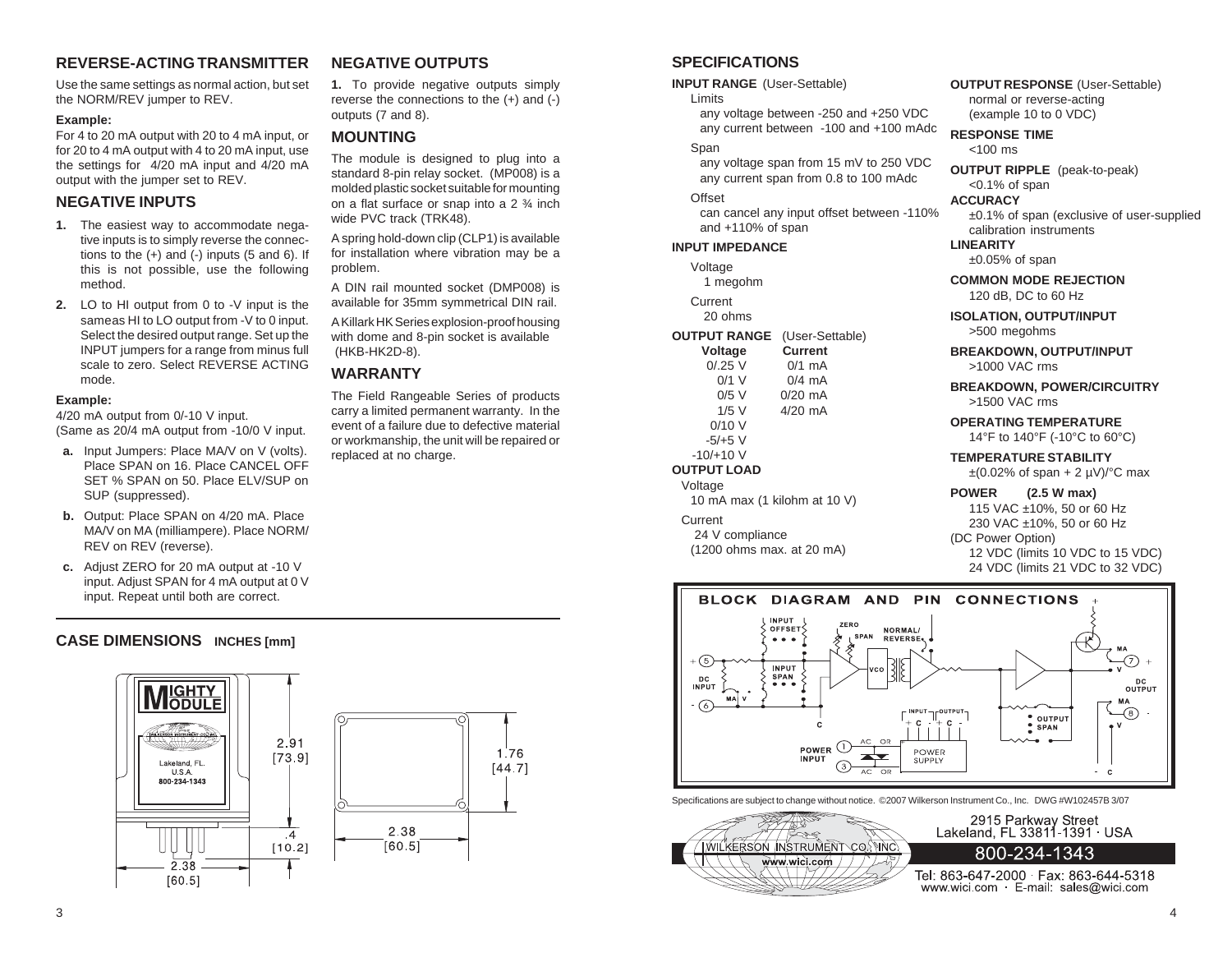## REVERSE-ACTING TRANSMITTER

Use the same settings as normal action, but set the NORM/REV jumper to REV.

**Example:**

For 4 to 20 mA output with 20 to 4 mA input, or for 20 to 4 mA output with 4 to 20 mA input, use the settings for 4/20 mA input and 4/20 mA output with the jumper set to REV.

## NEGATIVE INPUTS

1. The easiest way to accommodate negative inputs is to simply reverse the connections to the (+) and (-) inputs (5 and 6). If this is not possible, use the following method.
2. LO to HI output from 0 to -V input is the sameas HI to LO output from -V to 0 input. Select the desired output range. Set up the INPUT jumpers for a range from minus full scale to zero. Select REVERSE ACTING mode.

**Example:**

4/20 mA output from 0/-10 V input.
(Same as 20/4 mA output from -10/0 V input.

a. Input Jumpers: Place MA/V on V (volts). Place SPAN on 16. Place CANCEL OFF SET % SPAN on 50. Place ELV/SUP on SUP (suppressed).
b. Output: Place SPAN on 4/20 mA. Place MA/V on MA (milliampere). Place NORM/REV on REV (reverse).
c. Adjust ZERO for 20 mA output at -10 V input. Adjust SPAN for 4 mA output at 0 V input. Repeat until both are correct.

## NEGATIVE OUTPUTS

**1.** To provide negative outputs simply reverse the connections to the (+) and (-) outputs (7 and 8).

## MOUNTING

The module is designed to plug into a standard 8-pin relay socket. (MP008) is a molded plastic socket suitable for mounting on a flat surface or snap into a 2 ¾ inch wide PVC track (TRK48).

A spring hold-down clip (CLP1) is available for installation where vibration may be a problem.

A DIN rail mounted socket (DMP008) is available for 35mm symmetrical DIN rail.

A Killark HK Series explosion-proof housing with dome and 8-pin socket is available (HKB-HK2D-8).

## WARRANTY

The Field Rangeable Series of products carry a limited permanent warranty. In the event of a failure due to defective material or workmanship, the unit will be repaired or replaced at no charge.

## CASE DIMENSIONS INCHES [mm]

MIGHTY MODULE
WILKERSON INSTRUMENT CO., INC.
Lakeland, FL.
U.S.A.
800-234-1343

2.91 [73.9]
.4 [10.2]
2.38 [60.5]
1.76 [44.7]
2.38 [60.5]

## SPECIFICATIONS

**INPUT RANGE** (User-Settable)

Limits
any voltage between -250 and +250 VDC
any current between -100 and +100 mAdc

Span
any voltage span from 15 mV to 250 VDC
any current span from 0.8 to 100 mAdc

Offset
can cancel any input offset between -110% and +110% of span

**INPUT IMPEDANCE**

Voltage
1 megohm

Current
20 ohms

**OUTPUT RANGE** (User-Settable)

| Voltage | Current |
|---|---|
| 0/.25 V | 0/1 mA |
| 0/1 V | 0/4 mA |
| 0/5 V | 0/20 mA |
| 1/5 V | 4/20 mA |
| 0/10 V | |
| -5/+5 V | |
| -10/+10 V | |

**OUTPUT LOAD**

Voltage
10 mA max (1 kilohm at 10 V)

Current
24 V compliance
(1200 ohms max. at 20 mA)

**OUTPUT RESPONSE** (User-Settable)
normal or reverse-acting
(example 10 to 0 VDC)

**RESPONSE TIME**
<100 ms

**OUTPUT RIPPLE** (peak-to-peak)
<0.1% of span

**ACCURACY**
±0.1% of span (exclusive of user-supplied calibration instruments

**LINEARITY**
±0.05% of span

**COMMON MODE REJECTION**
120 dB, DC to 60 Hz

**ISOLATION, OUTPUT/INPUT**
>500 megohms

**BREAKDOWN, OUTPUT/INPUT**
>1000 VAC rms

**BREAKDOWN, POWER/CIRCUITRY**
>1500 VAC rms

**OPERATING TEMPERATURE**
14°F to 140°F (-10°C to 60°C)

**TEMPERATURE STABILITY**
±(0.02% of span + 2 µV)/°C max

**POWER (2.5 W max)**
115 VAC ±10%, 50 or 60 Hz
230 VAC ±10%, 50 or 60 Hz
(DC Power Option)
12 VDC (limits 10 VDC to 15 VDC)
24 VDC (limits 21 VDC to 32 VDC)

## BLOCK DIAGRAM AND PIN CONNECTIONS

INPUT OFFSET
ZERO
SPAN
NORMAL/REVERSE
INPUT SPAN
VCO
+ 5
DC INPUT
MA V
- 6
C
POWER INPUT
1 AC OR
3 AC OR
POWER SUPPLY
INPUT + C -
OUTPUT + C -
OUTPUT SPAN
MA
7 +
V
DC OUTPUT
MA
8 -
V
- C

Specifications are subject to change without notice. ©2007 Wilkerson Instrument Co., Inc. DWG #W102457B 3/07

WILKERSON INSTRUMENT CO., INC.
www.wici.com
2915 Parkway Street
Lakeland, FL 33811-1391 · USA
800-234-1343
Tel: 863-647-2000 · Fax: 863-644-5318
www.wici.com · E-mail: sales@wici.com